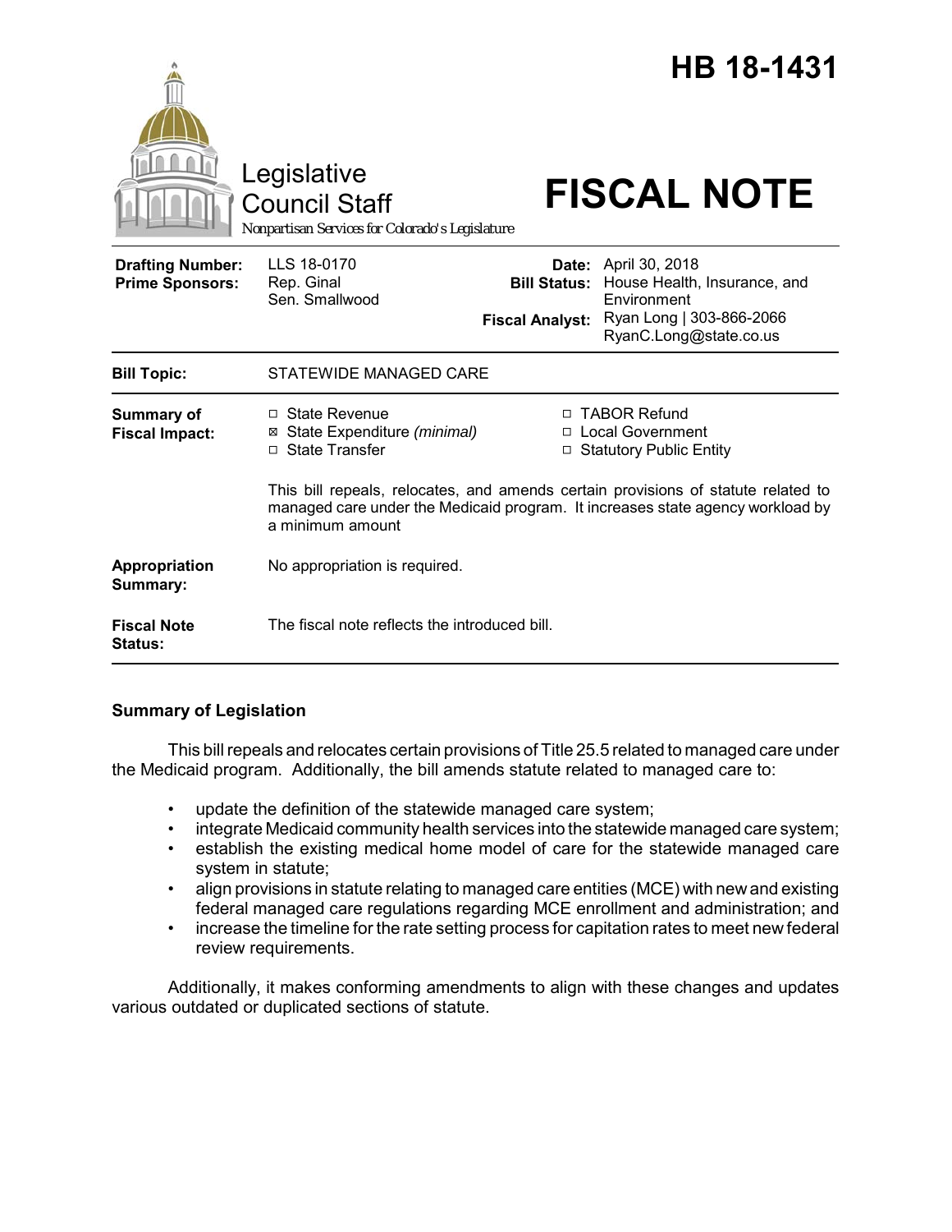# HB 18-1431

Legislative Council Staff

*Nonpartisan Services for Colorado's Legislature*

# FISCAL NOTE

| | | | |
|---|---|---|---|
| **Drafting Number:** | LLS 18-0170 | **Date:** | April 30, 2018 |
| **Prime Sponsors:** | Rep. Ginal<br>Sen. Smallwood | **Bill Status:** | House Health, Insurance, and Environment |
| | | **Fiscal Analyst:** | Ryan Long \| 303-866-2066<br>RyanC.Long@state.co.us |

| | |
|---|---|
| **Bill Topic:** | STATEWIDE MANAGED CARE |
| **Summary of Fiscal Impact:** | ☐ State Revenue<br>☒ State Expenditure *(minimal)*<br>☐ State Transfer<br>☐ TABOR Refund<br>☐ Local Government<br>☐ Statutory Public Entity<br><br>This bill repeals, relocates, and amends certain provisions of statute related to managed care under the Medicaid program. It increases state agency workload by a minimum amount |
| **Appropriation Summary:** | No appropriation is required. |
| **Fiscal Note Status:** | The fiscal note reflects the introduced bill. |

## Summary of Legislation

This bill repeals and relocates certain provisions of Title 25.5 related to managed care under the Medicaid program. Additionally, the bill amends statute related to managed care to:

- update the definition of the statewide managed care system;
- integrate Medicaid community health services into the statewide managed care system;
- establish the existing medical home model of care for the statewide managed care system in statute;
- align provisions in statute relating to managed care entities (MCE) with new and existing federal managed care regulations regarding MCE enrollment and administration; and
- increase the timeline for the rate setting process for capitation rates to meet new federal review requirements.

Additionally, it makes conforming amendments to align with these changes and updates various outdated or duplicated sections of statute.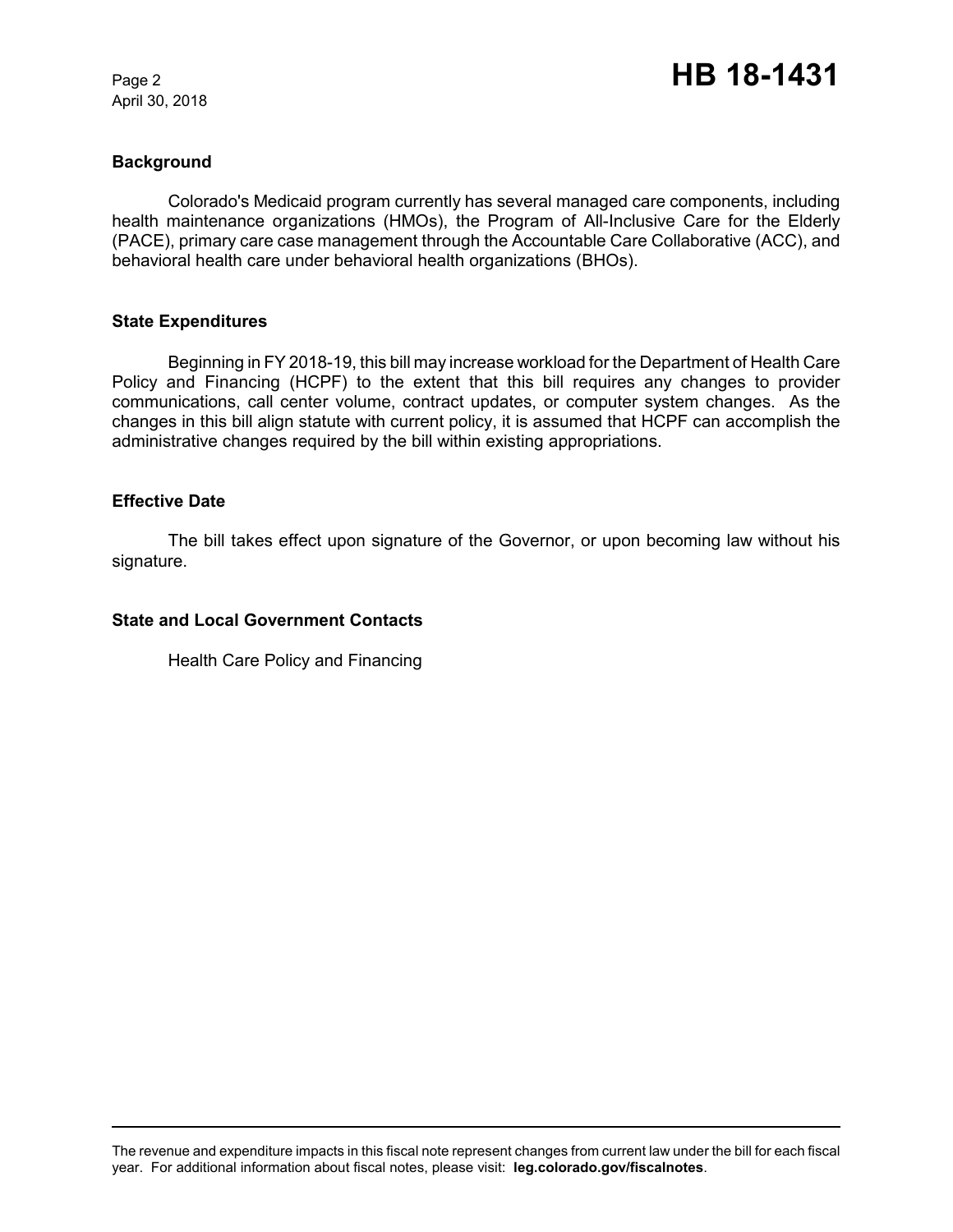## Background

Colorado's Medicaid program currently has several managed care components, including health maintenance organizations (HMOs), the Program of All-Inclusive Care for the Elderly (PACE), primary care case management through the Accountable Care Collaborative (ACC), and behavioral health care under behavioral health organizations (BHOs).

## State Expenditures

Beginning in FY 2018-19, this bill may increase workload for the Department of Health Care Policy and Financing (HCPF) to the extent that this bill requires any changes to provider communications, call center volume, contract updates, or computer system changes. As the changes in this bill align statute with current policy, it is assumed that HCPF can accomplish the administrative changes required by the bill within existing appropriations.

## Effective Date

The bill takes effect upon signature of the Governor, or upon becoming law without his signature.

## State and Local Government Contacts

Health Care Policy and Financing

The revenue and expenditure impacts in this fiscal note represent changes from current law under the bill for each fiscal year. For additional information about fiscal notes, please visit: **leg.colorado.gov/fiscalnotes**.